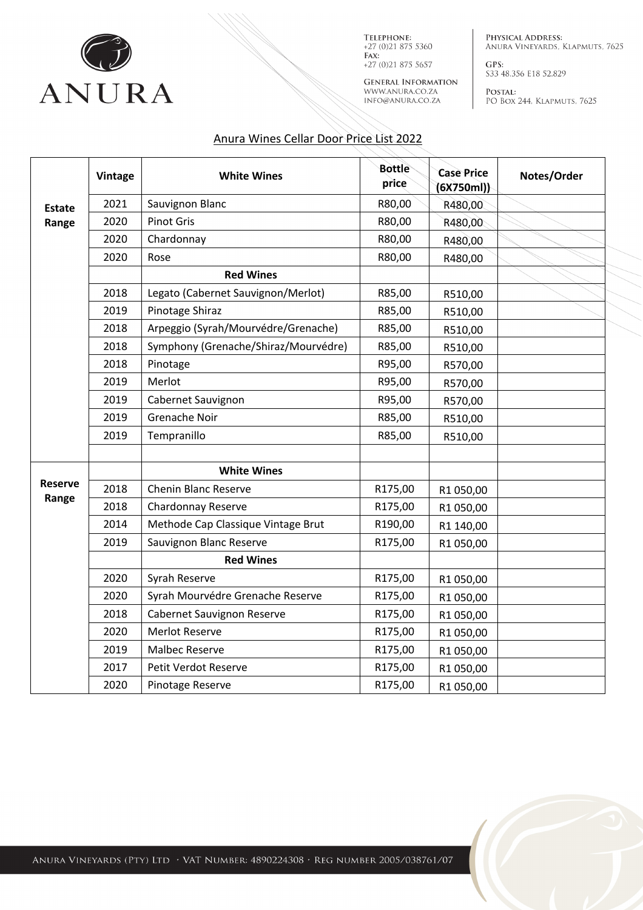ANURA

TELEPHONE:
+27 (0)21 875 5360
FAX:
+27 (0)21 875 5657

GENERAL INFORMATION
WWW.ANURA.CO.ZA
INFO@ANURA.CO.ZA

PHYSICAL ADDRESS:
ANURA VINEYARDS, KLAPMUTS, 7625

GPS:
S33 48.356 E18 52.829

POSTAL:
PO BOX 244, KLAPMUTS, 7625

# Anura Wines Cellar Door Price List 2022

| | Vintage | White Wines | Bottle price | Case Price (6X750ml)) | Notes/Order |
|---|---|---|---|---|---|
| **Estate Range** | 2021 | Sauvignon Blanc | R80,00 | R480,00 | |
| | 2020 | Pinot Gris | R80,00 | R480,00 | |
| | 2020 | Chardonnay | R80,00 | R480,00 | |
| | 2020 | Rose | R80,00 | R480,00 | |
| | | **Red Wines** | | | |
| | 2018 | Legato (Cabernet Sauvignon/Merlot) | R85,00 | R510,00 | |
| | 2019 | Pinotage Shiraz | R85,00 | R510,00 | |
| | 2018 | Arpeggio (Syrah/Mourvédre/Grenache) | R85,00 | R510,00 | |
| | 2018 | Symphony (Grenache/Shiraz/Mourvédre) | R85,00 | R510,00 | |
| | 2018 | Pinotage | R95,00 | R570,00 | |
| | 2019 | Merlot | R95,00 | R570,00 | |
| | 2019 | Cabernet Sauvignon | R95,00 | R570,00 | |
| | 2019 | Grenache Noir | R85,00 | R510,00 | |
| | 2019 | Tempranillo | R85,00 | R510,00 | |
| | | | | | |
| **Reserve Range** | | **White Wines** | | | |
| | 2018 | Chenin Blanc Reserve | R175,00 | R1 050,00 | |
| | 2018 | Chardonnay Reserve | R175,00 | R1 050,00 | |
| | 2014 | Methode Cap Classique Vintage Brut | R190,00 | R1 140,00 | |
| | 2019 | Sauvignon Blanc Reserve | R175,00 | R1 050,00 | |
| | | **Red Wines** | | | |
| | 2020 | Syrah Reserve | R175,00 | R1 050,00 | |
| | 2020 | Syrah Mourvédre Grenache Reserve | R175,00 | R1 050,00 | |
| | 2018 | Cabernet Sauvignon Reserve | R175,00 | R1 050,00 | |
| | 2020 | Merlot Reserve | R175,00 | R1 050,00 | |
| | 2019 | Malbec Reserve | R175,00 | R1 050,00 | |
| | 2017 | Petit Verdot Reserve | R175,00 | R1 050,00 | |
| | 2020 | Pinotage Reserve | R175,00 | R1 050,00 | |

ANURA VINEYARDS (PTY) LTD · VAT NUMBER: 4890224308 · REG NUMBER 2005/038761/07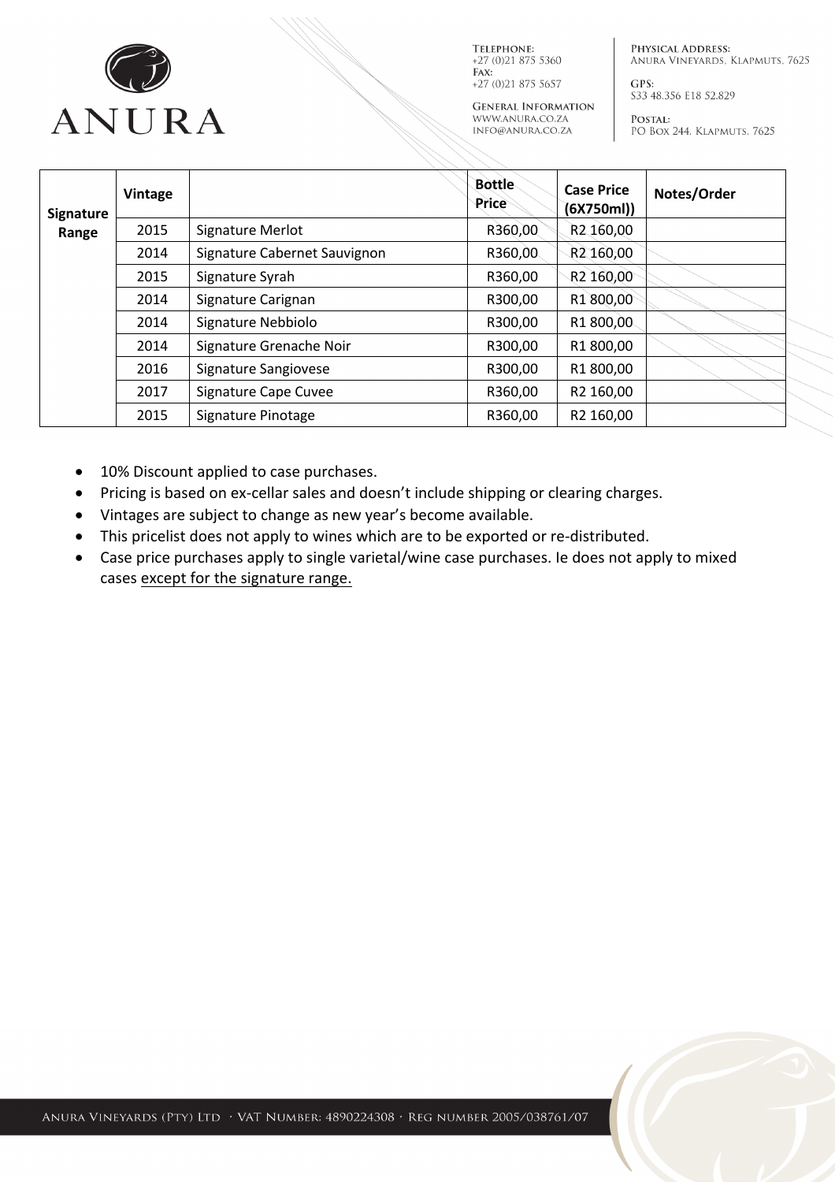ANURA

TELEPHONE:
+27 (0)21 875 5360
FAX:
+27 (0)21 875 5657

GENERAL INFORMATION
WWW.ANURA.CO.ZA
INFO@ANURA.CO.ZA

PHYSICAL ADDRESS:
ANURA VINEYARDS, KLAPMUTS, 7625

GPS:
S33 48.356 E18 52.829

POSTAL:
PO BOX 244, KLAPMUTS, 7625

| | Vintage | | Bottle Price | Case Price (6X750ml)) | Notes/Order |
|---|---|---|---|---|---|
| **Signature Range** | 2015 | Signature Merlot | R360,00 | R2 160,00 | |
| | 2014 | Signature Cabernet Sauvignon | R360,00 | R2 160,00 | |
| | 2015 | Signature Syrah | R360,00 | R2 160,00 | |
| | 2014 | Signature Carignan | R300,00 | R1 800,00 | |
| | 2014 | Signature Nebbiolo | R300,00 | R1 800,00 | |
| | 2014 | Signature Grenache Noir | R300,00 | R1 800,00 | |
| | 2016 | Signature Sangiovese | R300,00 | R1 800,00 | |
| | 2017 | Signature Cape Cuvee | R360,00 | R2 160,00 | |
| | 2015 | Signature Pinotage | R360,00 | R2 160,00 | |

- 10% Discount applied to case purchases.
- Pricing is based on ex-cellar sales and doesn't include shipping or clearing charges.
- Vintages are subject to change as new year's become available.
- This pricelist does not apply to wines which are to be exported or re-distributed.
- Case price purchases apply to single varietal/wine case purchases. Ie does not apply to mixed cases except for the signature range.

ANURA VINEYARDS (PTY) LTD · VAT NUMBER: 4890224308 · REG NUMBER 2005/038761/07